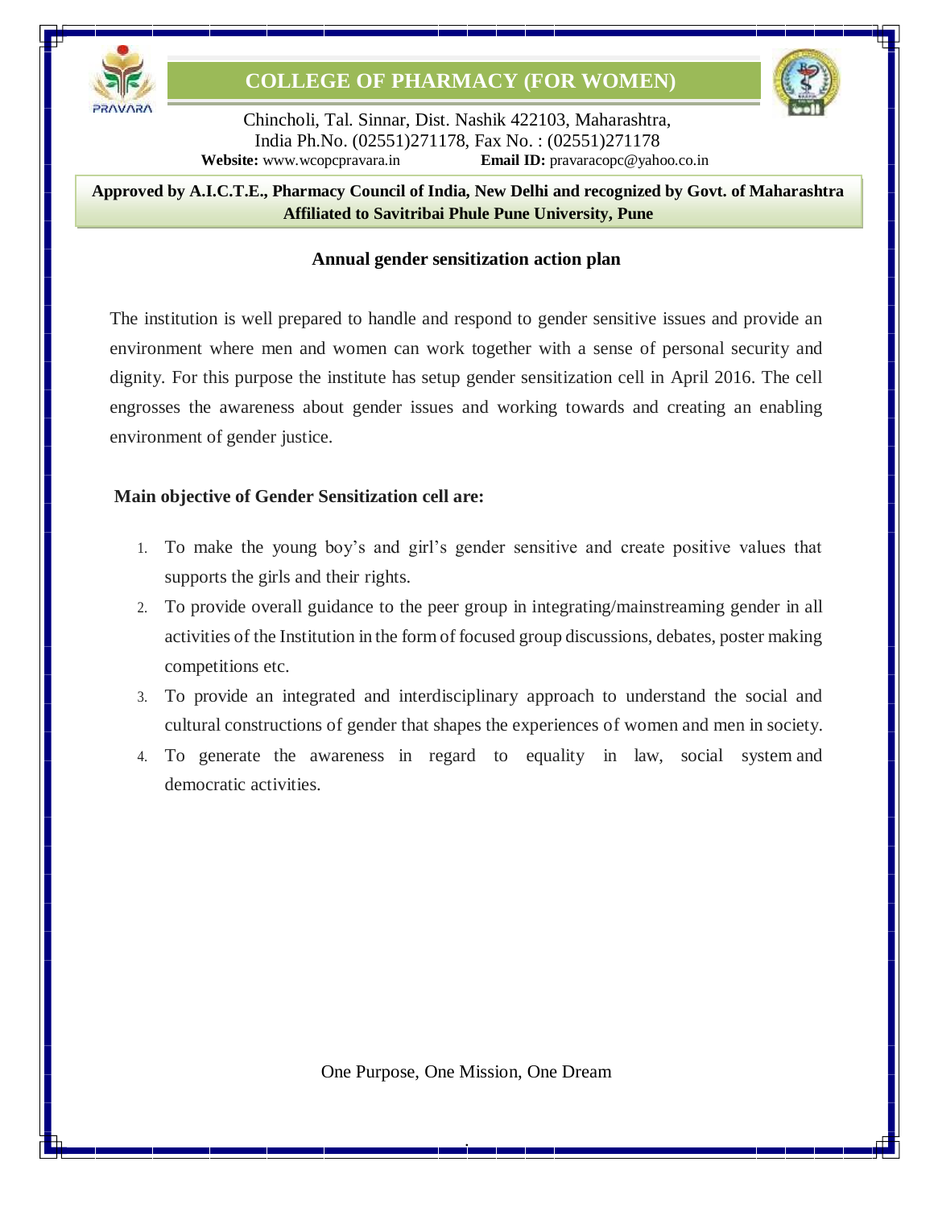# COLLEGE OF PHARMACY (FOR WOMEN)

Chincholi, Tal. Sinnar, Dist. Nashik 422103, Maharashtra,
India Ph.No. (02551)271178, Fax No. : (02551)271178
**Website:** www.wcopcpravara.in **Email ID:** pravaracopc@yahoo.co.in

**Approved by A.I.C.T.E., Pharmacy Council of India, New Delhi and recognized by Govt. of Maharashtra**
**Affiliated to Savitribai Phule Pune University, Pune**

## Annual gender sensitization action plan

The institution is well prepared to handle and respond to gender sensitive issues and provide an environment where men and women can work together with a sense of personal security and dignity. For this purpose the institute has setup gender sensitization cell in April 2016. The cell engrosses the awareness about gender issues and working towards and creating an enabling environment of gender justice.

**Main objective of Gender Sensitization cell are:**

1. To make the young boy's and girl's gender sensitive and create positive values that supports the girls and their rights.
2. To provide overall guidance to the peer group in integrating/mainstreaming gender in all activities of the Institution in the form of focused group discussions, debates, poster making competitions etc.
3. To provide an integrated and interdisciplinary approach to understand the social and cultural constructions of gender that shapes the experiences of women and men in society.
4. To generate the awareness in regard to equality in law, social system and democratic activities.

One Purpose, One Mission, One Dream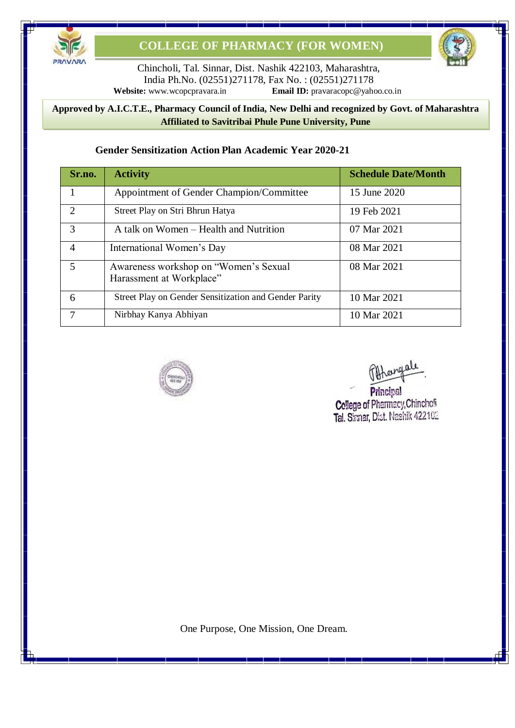# COLLEGE OF PHARMACY (FOR WOMEN)

Chincholi, Tal. Sinnar, Dist. Nashik 422103, Maharashtra,
India Ph.No. (02551)271178, Fax No. : (02551)271178
**Website:** www.wcopcpravara.in **Email ID:** pravaracopc@yahoo.co.in

**Approved by A.I.C.T.E., Pharmacy Council of India, New Delhi and recognized by Govt. of Maharashtra**
**Affiliated to Savitribai Phule Pune University, Pune**

## Gender Sensitization Action Plan Academic Year 2020-21

| Sr.no. | Activity | Schedule Date/Month |
|---|---|---|
| 1 | Appointment of Gender Champion/Committee | 15 June 2020 |
| 2 | Street Play on Stri Bhrun Hatya | 19 Feb 2021 |
| 3 | A talk on Women – Health and Nutrition | 07 Mar 2021 |
| 4 | International Women's Day | 08 Mar 2021 |
| 5 | Awareness workshop on "Women's Sexual Harassment at Workplace" | 08 Mar 2021 |
| 6 | Street Play on Gender Sensitization and Gender Parity | 10 Mar 2021 |
| 7 | Nirbhay Kanya Abhiyan | 10 Mar 2021 |

Principal
College of Pharmacy, Chincholi
Tal. Sinnar, Dist. Nashik 422103

One Purpose, One Mission, One Dream.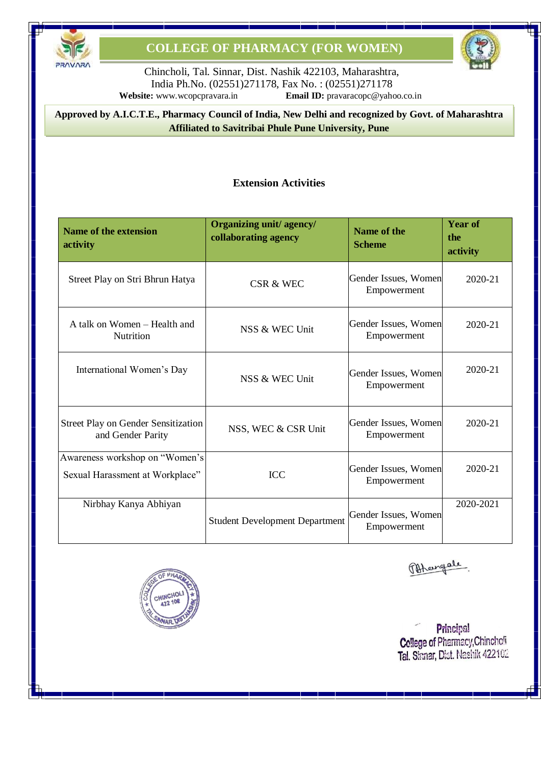# COLLEGE OF PHARMACY (FOR WOMEN)

Chincholi, Tal. Sinnar, Dist. Nashik 422103, Maharashtra,
India Ph.No. (02551)271178, Fax No. : (02551)271178
**Website:** www.wcopcpravara.in **Email ID:** pravaracopc@yahoo.co.in

**Approved by A.I.C.T.E., Pharmacy Council of India, New Delhi and recognized by Govt. of Maharashtra**
**Affiliated to Savitribai Phule Pune University, Pune**

## Extension Activities

| Name of the extension activity | Organizing unit/ agency/ collaborating agency | Name of the Scheme | Year of the activity |
|---|---|---|---|
| Street Play on Stri Bhrun Hatya | CSR & WEC | Gender Issues, Women Empowerment | 2020-21 |
| A talk on Women – Health and Nutrition | NSS & WEC Unit | Gender Issues, Women Empowerment | 2020-21 |
| International Women's Day | NSS & WEC Unit | Gender Issues, Women Empowerment | 2020-21 |
| Street Play on Gender Sensitization and Gender Parity | NSS, WEC & CSR Unit | Gender Issues, Women Empowerment | 2020-21 |
| Awareness workshop on "Women's Sexual Harassment at Workplace" | ICC | Gender Issues, Women Empowerment | 2020-21 |
| Nirbhay Kanya Abhiyan | Student Development Department | Gender Issues, Women Empowerment | 2020-2021 |

Principal
College of Pharmacy, Chincholi
Tal. Sinnar, Dist. Nashik 422103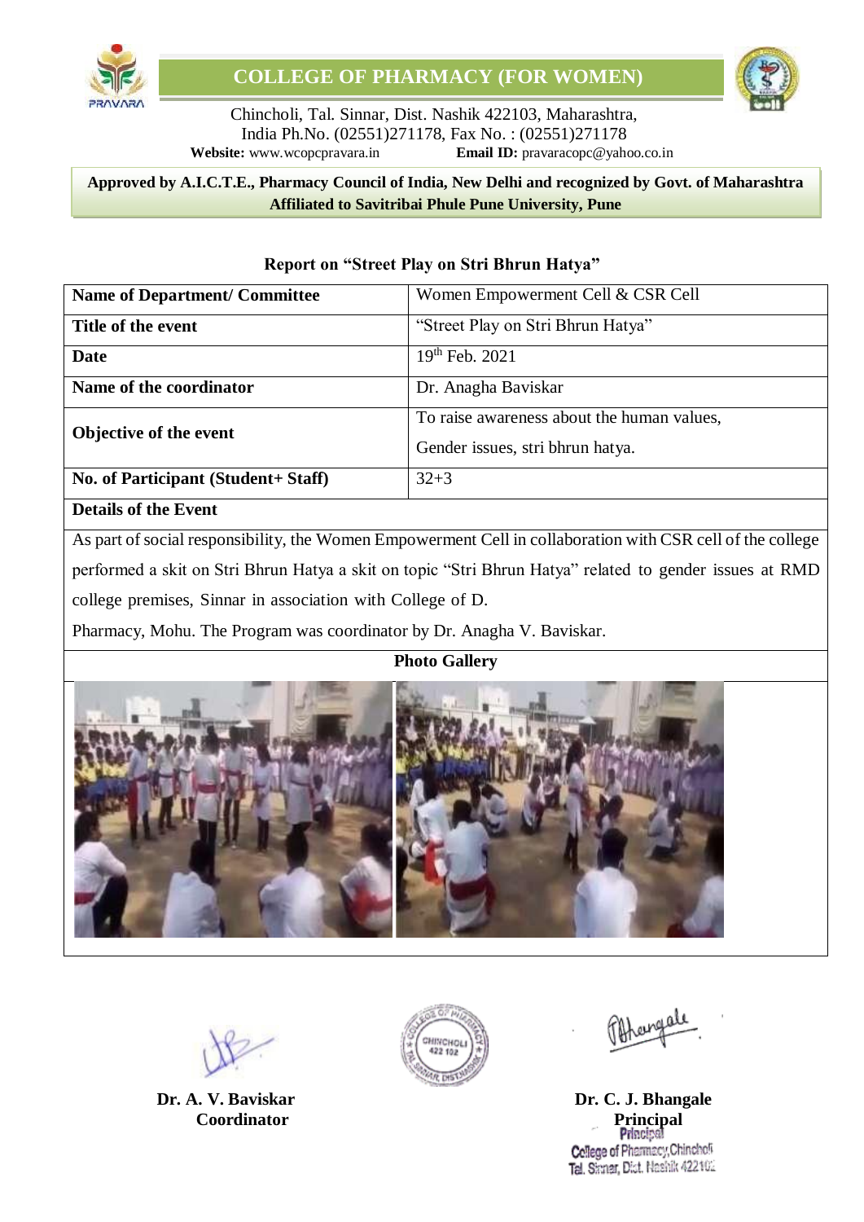# COLLEGE OF PHARMACY (FOR WOMEN)

Chincholi, Tal. Sinnar, Dist. Nashik 422103, Maharashtra,
India Ph.No. (02551)271178, Fax No. : (02551)271178
**Website:** www.wcopcpravara.in **Email ID:** pravaracopc@yahoo.co.in

**Approved by A.I.C.T.E., Pharmacy Council of India, New Delhi and recognized by Govt. of Maharashtra**
**Affiliated to Savitribai Phule Pune University, Pune**

## Report on "Street Play on Stri Bhrun Hatya"

| | |
|---|---|
| **Name of Department/ Committee** | Women Empowerment Cell & CSR Cell |
| **Title of the event** | "Street Play on Stri Bhrun Hatya" |
| **Date** | 19th Feb. 2021 |
| **Name of the coordinator** | Dr. Anagha Baviskar |
| **Objective of the event** | To raise awareness about the human values, Gender issues, stri bhrun hatya. |
| **No. of Participant (Student+ Staff)** | 32+3 |

**Details of the Event**

As part of social responsibility, the Women Empowerment Cell in collaboration with CSR cell of the college performed a skit on Stri Bhrun Hatya a skit on topic "Stri Bhrun Hatya" related to gender issues at RMD college premises, Sinnar in association with College of D.

Pharmacy, Mohu. The Program was coordinator by Dr. Anagha V. Baviskar.

**Photo Gallery**

**Dr. A. V. Baviskar**
**Coordinator**

**Dr. C. J. Bhangale**
**Principal**
Principal
College of Pharmacy, Chincholi
Tal. Sinnar, Dist. Nashik 422103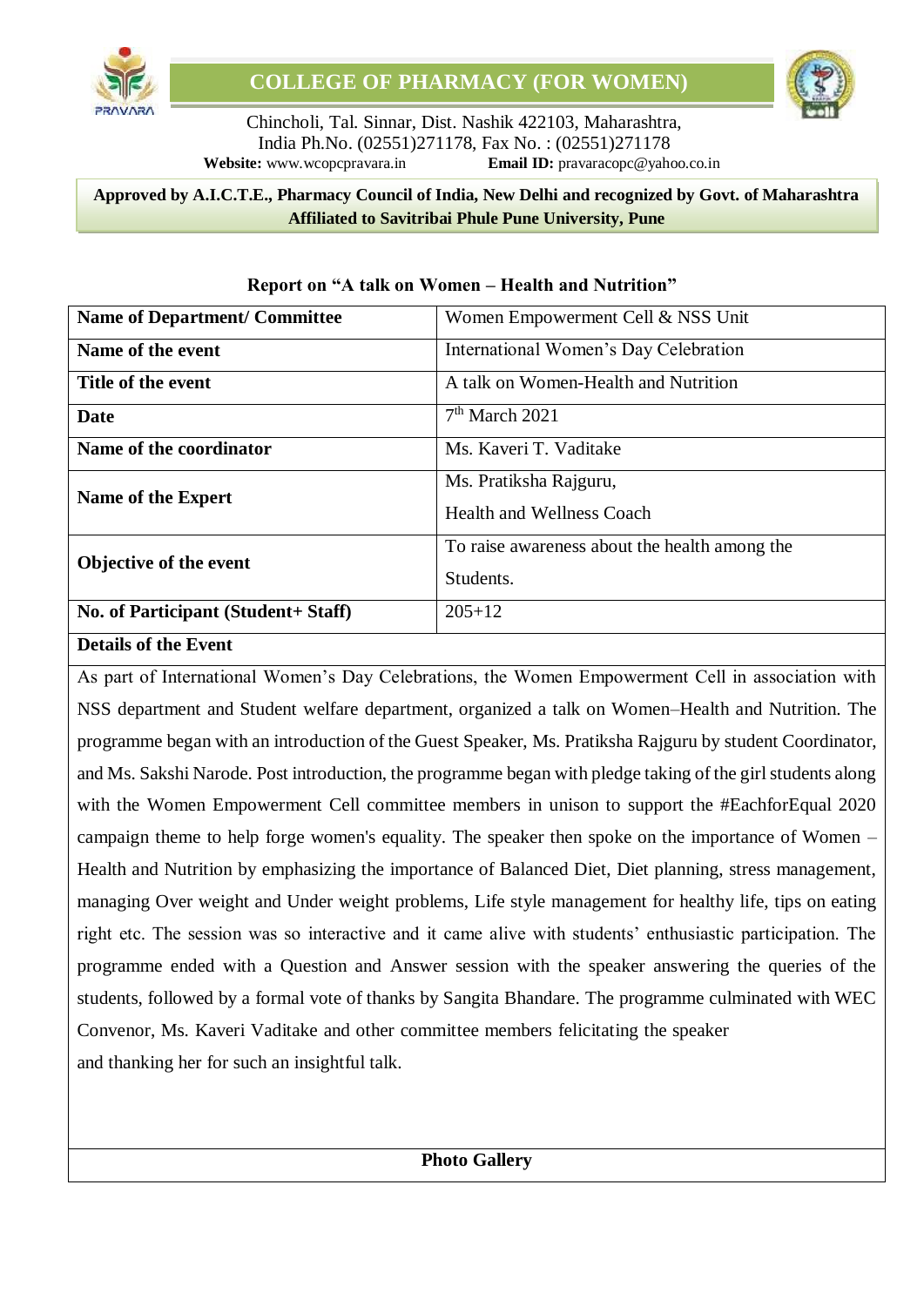# COLLEGE OF PHARMACY (FOR WOMEN)

Chincholi, Tal. Sinnar, Dist. Nashik 422103, Maharashtra, India Ph.No. (02551)271178, Fax No. : (02551)271178

**Website:** www.wcopcpravara.in **Email ID:** pravaracopc@yahoo.co.in

**Approved by A.I.C.T.E., Pharmacy Council of India, New Delhi and recognized by Govt. of Maharashtra**
**Affiliated to Savitribai Phule Pune University, Pune**

## Report on "A talk on Women – Health and Nutrition"

| **Name of Department/ Committee** | Women Empowerment Cell & NSS Unit |
|---|---|
| **Name of the event** | International Women's Day Celebration |
| **Title of the event** | A talk on Women-Health and Nutrition |
| **Date** | 7th March 2021 |
| **Name of the coordinator** | Ms. Kaveri T. Vaditake |
| **Name of the Expert** | Ms. Pratiksha Rajguru, Health and Wellness Coach |
| **Objective of the event** | To raise awareness about the health among the Students. |
| **No. of Participant (Student+ Staff)** | 205+12 |

**Details of the Event**

As part of International Women's Day Celebrations, the Women Empowerment Cell in association with NSS department and Student welfare department, organized a talk on Women–Health and Nutrition. The programme began with an introduction of the Guest Speaker, Ms. Pratiksha Rajguru by student Coordinator, and Ms. Sakshi Narode. Post introduction, the programme began with pledge taking of the girl students along with the Women Empowerment Cell committee members in unison to support the #EachforEqual 2020 campaign theme to help forge women's equality. The speaker then spoke on the importance of Women – Health and Nutrition by emphasizing the importance of Balanced Diet, Diet planning, stress management, managing Over weight and Under weight problems, Life style management for healthy life, tips on eating right etc. The session was so interactive and it came alive with students' enthusiastic participation. The programme ended with a Question and Answer session with the speaker answering the queries of the students, followed by a formal vote of thanks by Sangita Bhandare. The programme culminated with WEC Convenor, Ms. Kaveri Vaditake and other committee members felicitating the speaker and thanking her for such an insightful talk.

**Photo Gallery**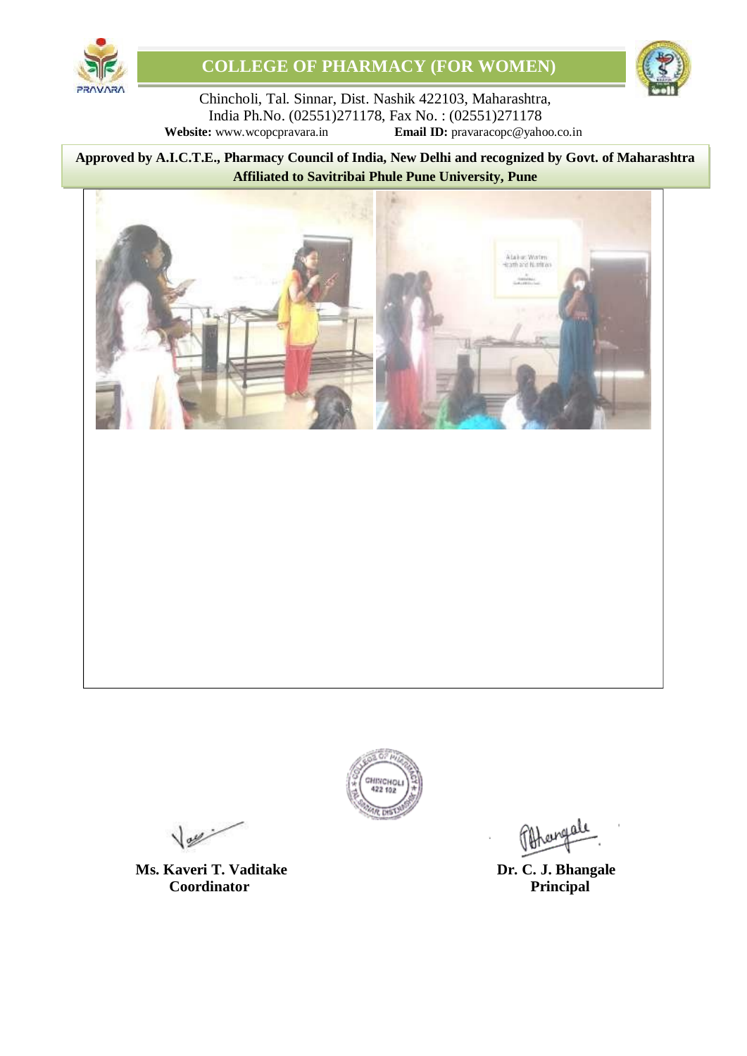# COLLEGE OF PHARMACY (FOR WOMEN)

Chincholi, Tal. Sinnar, Dist. Nashik 422103, Maharashtra, India Ph.No. (02551)271178, Fax No. : (02551)271178

**Website:** www.wcopcpravara.in **Email ID:** pravaracopc@yahoo.co.in

**Approved by A.I.C.T.E., Pharmacy Council of India, New Delhi and recognized by Govt. of Maharashtra**
**Affiliated to Savitribai Phule Pune University, Pune**

**Ms. Kaveri T. Vaditake**
**Coordinator**

**Dr. C. J. Bhangale**
**Principal**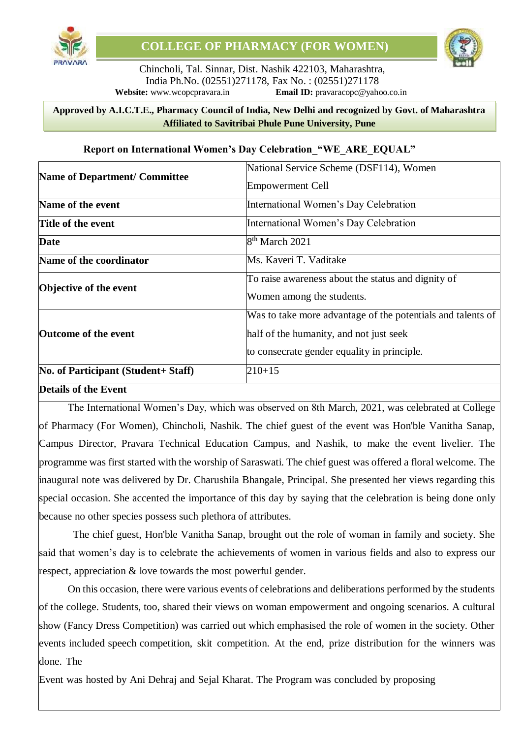# COLLEGE OF PHARMACY (FOR WOMEN)

Chincholi, Tal. Sinnar, Dist. Nashik 422103, Maharashtra,
India Ph.No. (02551)271178, Fax No. : (02551)271178
**Website:** www.wcopcpravara.in **Email ID:** pravaracopc@yahoo.co.in

**Approved by A.I.C.T.E., Pharmacy Council of India, New Delhi and recognized by Govt. of Maharashtra**
**Affiliated to Savitribai Phule Pune University, Pune**

## Report on International Women's Day Celebration_"WE_ARE_EQUAL"

| | |
|---|---|
| **Name of Department/ Committee** | National Service Scheme (DSF114), Women Empowerment Cell |
| **Name of the event** | International Women's Day Celebration |
| **Title of the event** | International Women's Day Celebration |
| **Date** | 8th March 2021 |
| **Name of the coordinator** | Ms. Kaveri T. Vaditake |
| **Objective of the event** | To raise awareness about the status and dignity of Women among the students. |
| **Outcome of the event** | Was to take more advantage of the potentials and talents of half of the humanity, and not just seek to consecrate gender equality in principle. |
| **No. of Participant (Student+ Staff)** | 210+15 |

**Details of the Event**

The International Women's Day, which was observed on 8th March, 2021, was celebrated at College of Pharmacy (For Women), Chincholi, Nashik. The chief guest of the event was Hon'ble Vanitha Sanap, Campus Director, Pravara Technical Education Campus, and Nashik, to make the event livelier. The programme was first started with the worship of Saraswati. The chief guest was offered a floral welcome. The inaugural note was delivered by Dr. Charushila Bhangale, Principal. She presented her views regarding this special occasion. She accented the importance of this day by saying that the celebration is being done only because no other species possess such plethora of attributes.

The chief guest, Hon'ble Vanitha Sanap, brought out the role of woman in family and society. She said that women's day is to celebrate the achievements of women in various fields and also to express our respect, appreciation & love towards the most powerful gender.

On this occasion, there were various events of celebrations and deliberations performed by the students of the college. Students, too, shared their views on woman empowerment and ongoing scenarios. A cultural show (Fancy Dress Competition) was carried out which emphasised the role of women in the society. Other events included speech competition, skit competition. At the end, prize distribution for the winners was done. The

Event was hosted by Ani Dehraj and Sejal Kharat. The Program was concluded by proposing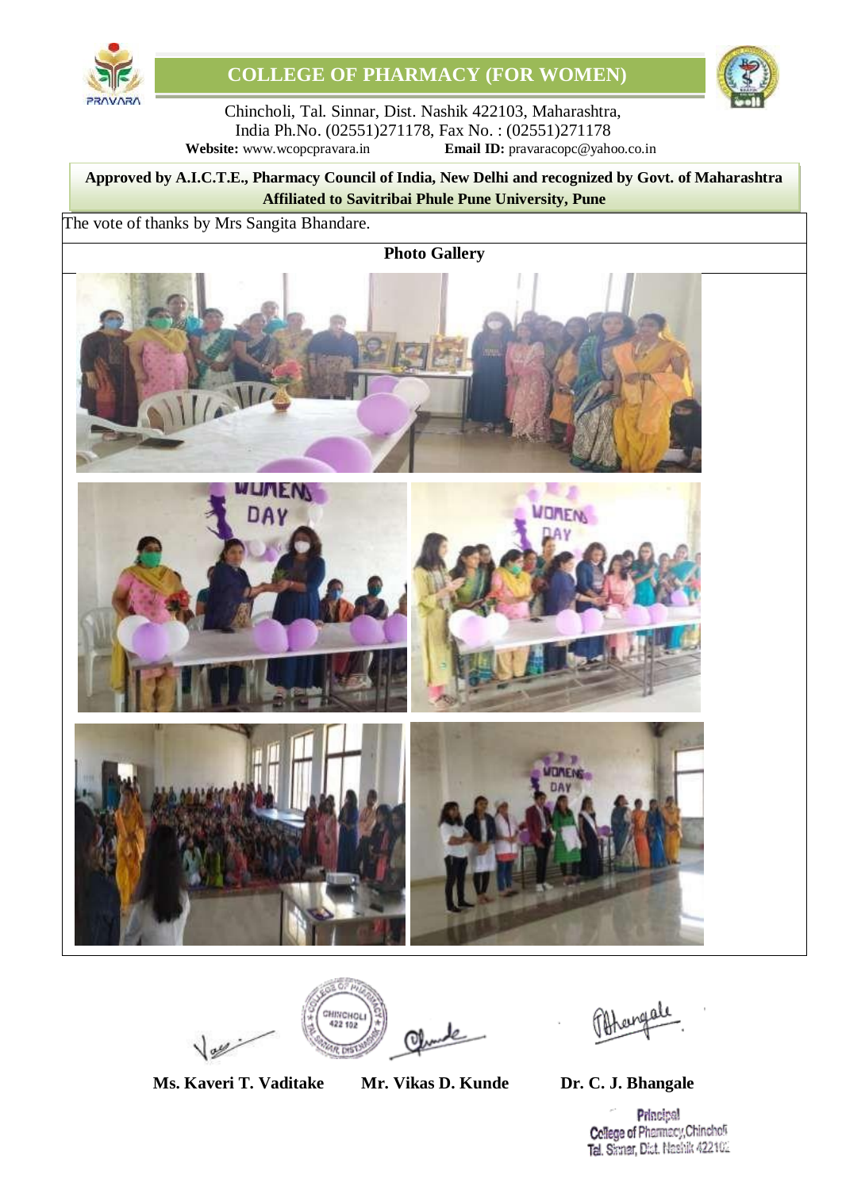The vote of thanks by Mrs Sangita Bhandare.

**Photo Gallery**

**Ms. Kaveri T. Vaditake** **Mr. Vikas D. Kunde** **Dr. C. J. Bhangale**

Principal
College of Pharmacy, Chincholi
Tal. Sinnar, Dist. Nashik 422103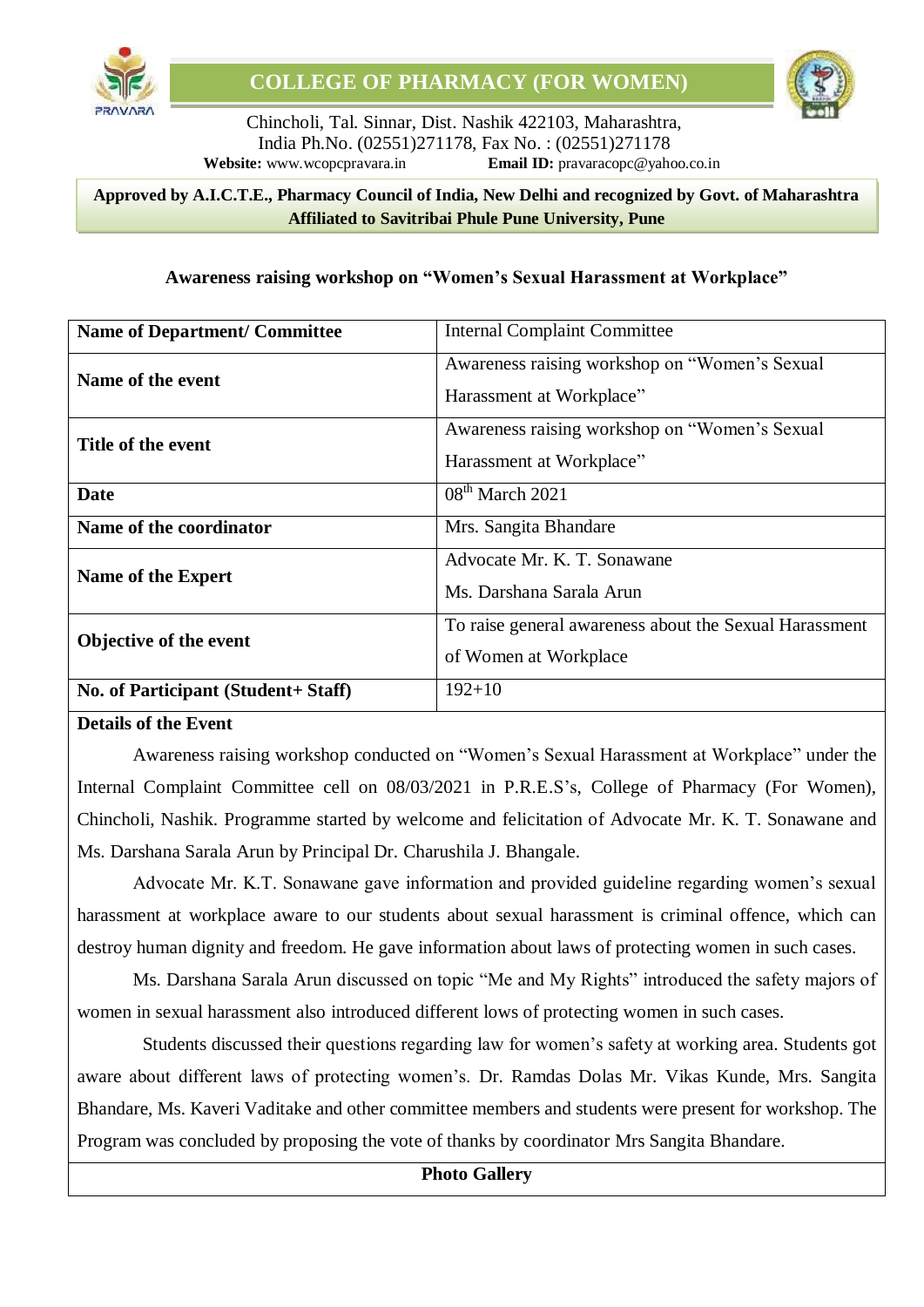# COLLEGE OF PHARMACY (FOR WOMEN)

Chincholi, Tal. Sinnar, Dist. Nashik 422103, Maharashtra,
India Ph.No. (02551)271178, Fax No. : (02551)271178
**Website:** www.wcopcpravara.in **Email ID:** pravaracopc@yahoo.co.in

**Approved by A.I.C.T.E., Pharmacy Council of India, New Delhi and recognized by Govt. of Maharashtra**
**Affiliated to Savitribai Phule Pune University, Pune**

### Awareness raising workshop on "Women's Sexual Harassment at Workplace"

| **Name of Department/ Committee** | Internal Complaint Committee |
|---|---|
| **Name of the event** | Awareness raising workshop on "Women's Sexual Harassment at Workplace" |
| **Title of the event** | Awareness raising workshop on "Women's Sexual Harassment at Workplace" |
| **Date** | 08th March 2021 |
| **Name of the coordinator** | Mrs. Sangita Bhandare |
| **Name of the Expert** | Advocate Mr. K. T. Sonawane<br>Ms. Darshana Sarala Arun |
| **Objective of the event** | To raise general awareness about the Sexual Harassment of Women at Workplace |
| **No. of Participant (Student+ Staff)** | 192+10 |

**Details of the Event**

Awareness raising workshop conducted on "Women's Sexual Harassment at Workplace" under the Internal Complaint Committee cell on 08/03/2021 in P.R.E.S's, College of Pharmacy (For Women), Chincholi, Nashik. Programme started by welcome and felicitation of Advocate Mr. K. T. Sonawane and Ms. Darshana Sarala Arun by Principal Dr. Charushila J. Bhangale.

Advocate Mr. K.T. Sonawane gave information and provided guideline regarding women's sexual harassment at workplace aware to our students about sexual harassment is criminal offence, which can destroy human dignity and freedom. He gave information about laws of protecting women in such cases.

Ms. Darshana Sarala Arun discussed on topic "Me and My Rights" introduced the safety majors of women in sexual harassment also introduced different lows of protecting women in such cases.

Students discussed their questions regarding law for women's safety at working area. Students got aware about different laws of protecting women's. Dr. Ramdas Dolas Mr. Vikas Kunde, Mrs. Sangita Bhandare, Ms. Kaveri Vaditake and other committee members and students were present for workshop. The Program was concluded by proposing the vote of thanks by coordinator Mrs Sangita Bhandare.

**Photo Gallery**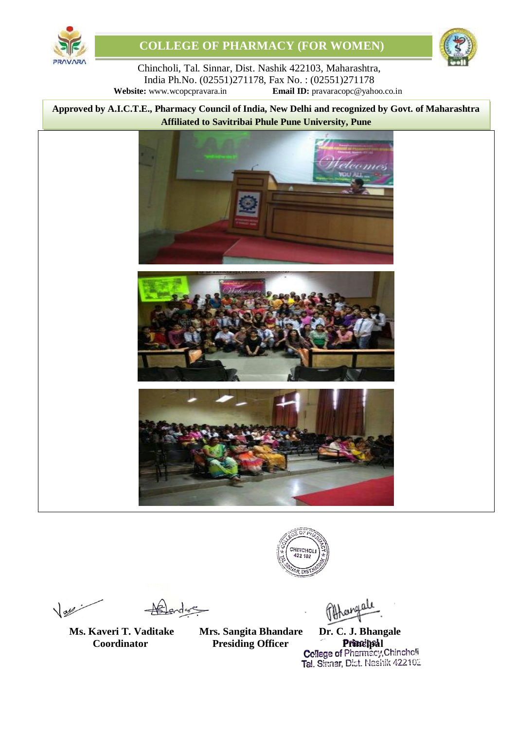# COLLEGE OF PHARMACY (FOR WOMEN)

Chincholi, Tal. Sinnar, Dist. Nashik 422103, Maharashtra,
India Ph.No. (02551)271178, Fax No. : (02551)271178
**Website:** www.wcopcpravara.in **Email ID:** pravaracopc@yahoo.co.in

**Approved by A.I.C.T.E., Pharmacy Council of India, New Delhi and recognized by Govt. of Maharashtra**
**Affiliated to Savitribai Phule Pune University, Pune**

**Ms. Kaveri T. Vaditake**
**Coordinator**

**Mrs. Sangita Bhandare**
**Presiding Officer**

**Dr. C. J. Bhangale**
**Principal**
College of Pharmacy, Chincholi
Tal. Sinnar, Dist. Nashik 422103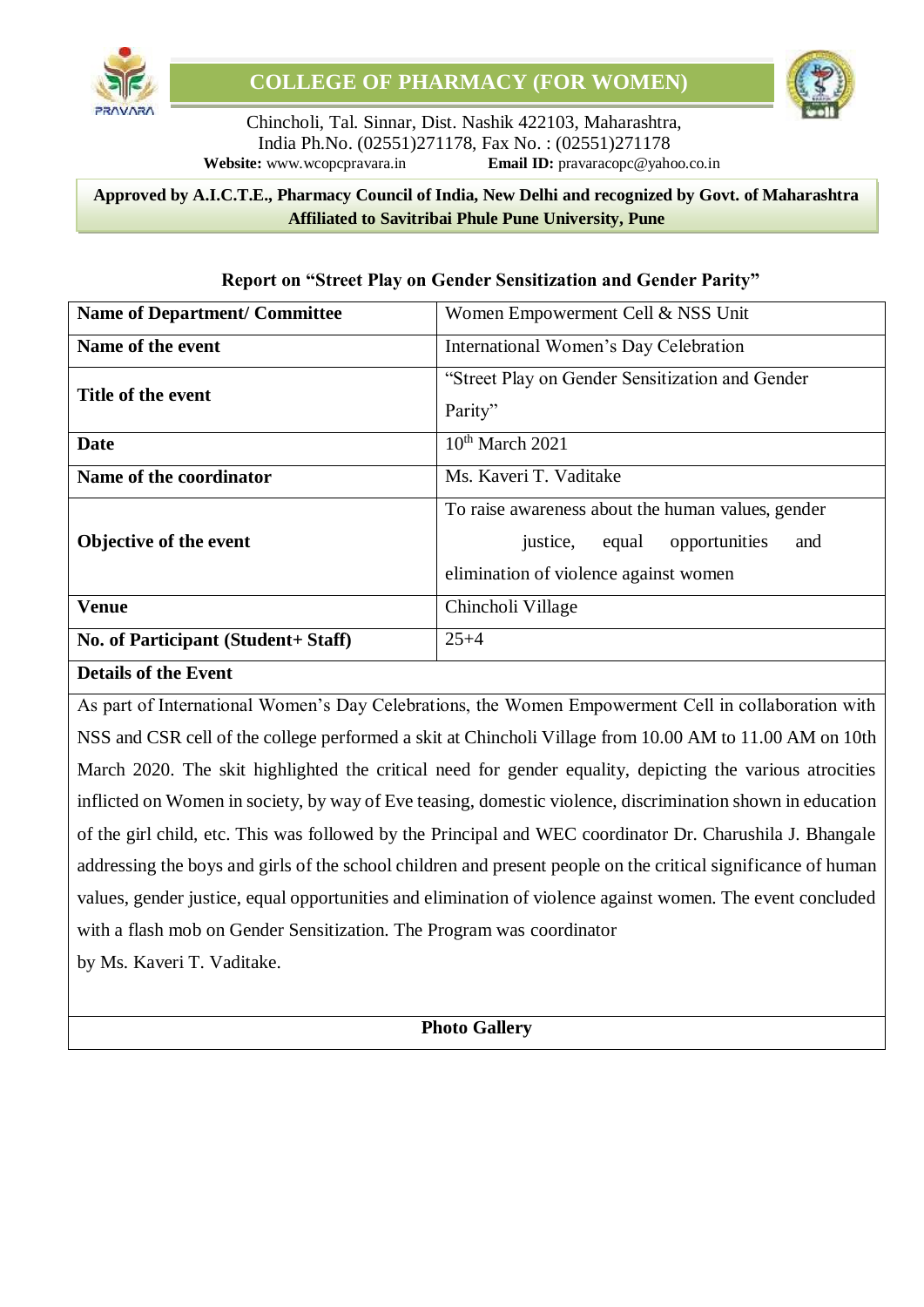# COLLEGE OF PHARMACY (FOR WOMEN)

Chincholi, Tal. Sinnar, Dist. Nashik 422103, Maharashtra, India Ph.No. (02551)271178, Fax No. : (02551)271178

**Website:** www.wcopcpravara.in **Email ID:** pravaracopc@yahoo.co.in

**Approved by A.I.C.T.E., Pharmacy Council of India, New Delhi and recognized by Govt. of Maharashtra Affiliated to Savitribai Phule Pune University, Pune**

## Report on "Street Play on Gender Sensitization and Gender Parity"

| **Name of Department/ Committee** | Women Empowerment Cell & NSS Unit |
|---|---|
| **Name of the event** | International Women's Day Celebration |
| **Title of the event** | "Street Play on Gender Sensitization and Gender Parity" |
| **Date** | 10th March 2021 |
| **Name of the coordinator** | Ms. Kaveri T. Vaditake |
| **Objective of the event** | To raise awareness about the human values, gender justice, equal opportunities and elimination of violence against women |
| **Venue** | Chincholi Village |
| **No. of Participant (Student+ Staff)** | 25+4 |

**Details of the Event**

As part of International Women's Day Celebrations, the Women Empowerment Cell in collaboration with NSS and CSR cell of the college performed a skit at Chincholi Village from 10.00 AM to 11.00 AM on 10th March 2020. The skit highlighted the critical need for gender equality, depicting the various atrocities inflicted on Women in society, by way of Eve teasing, domestic violence, discrimination shown in education of the girl child, etc. This was followed by the Principal and WEC coordinator Dr. Charushila J. Bhangale addressing the boys and girls of the school children and present people on the critical significance of human values, gender justice, equal opportunities and elimination of violence against women. The event concluded with a flash mob on Gender Sensitization. The Program was coordinator by Ms. Kaveri T. Vaditake.

**Photo Gallery**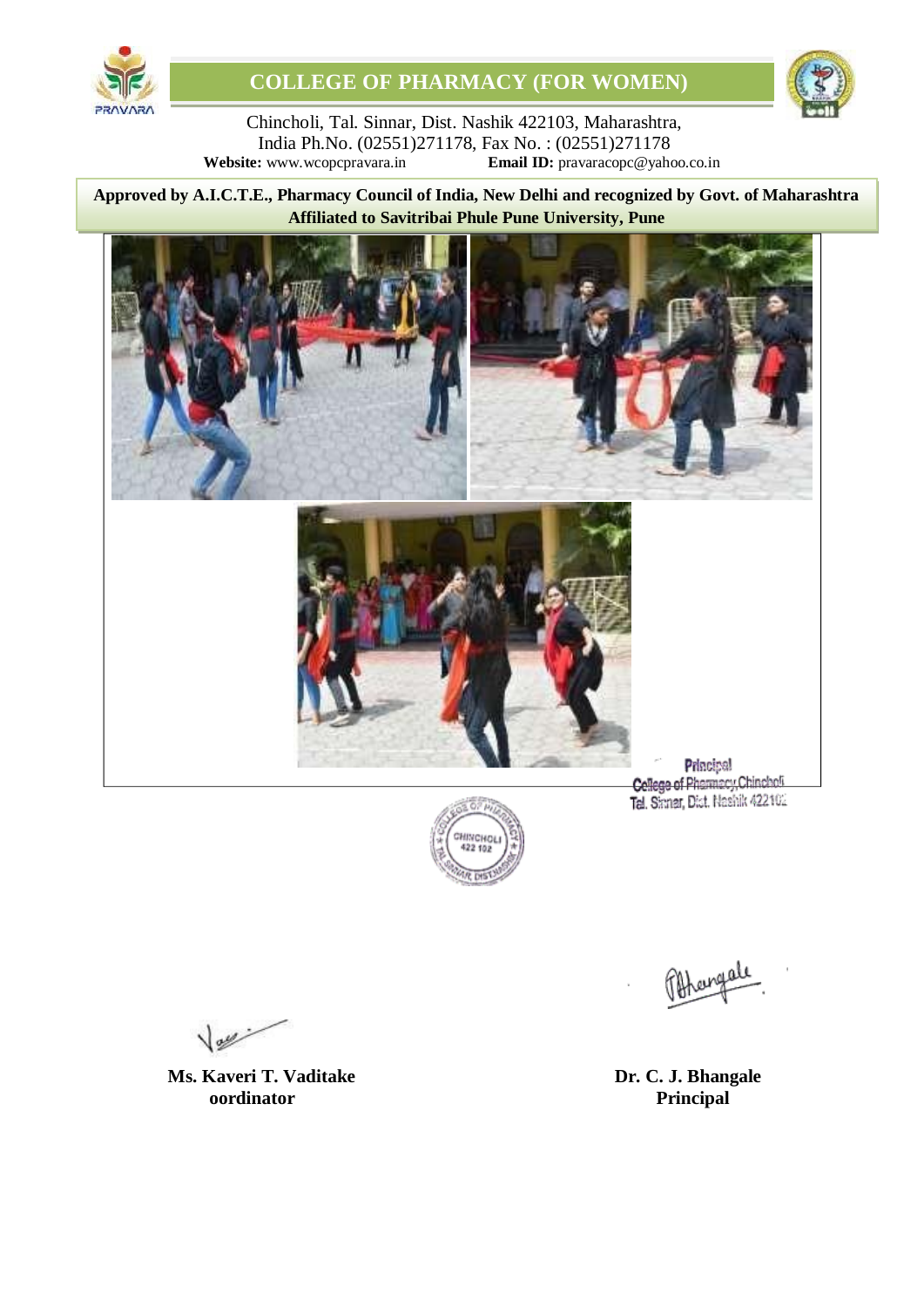# COLLEGE OF PHARMACY (FOR WOMEN)

Chincholi, Tal. Sinnar, Dist. Nashik 422103, Maharashtra,
India Ph.No. (02551)271178, Fax No. : (02551)271178
**Website:** www.wcopcpravara.in **Email ID:** pravaracopc@yahoo.co.in

**Approved by A.I.C.T.E., Pharmacy Council of India, New Delhi and recognized by Govt. of Maharashtra**
**Affiliated to Savitribai Phule Pune University, Pune**

Principal
College of Pharmacy, Chincholi
Tal. Sinnar, Dist. Nashik 422102

**Ms. Kaveri T. Vaditake**
**oordinator**

**Dr. C. J. Bhangale**
**Principal**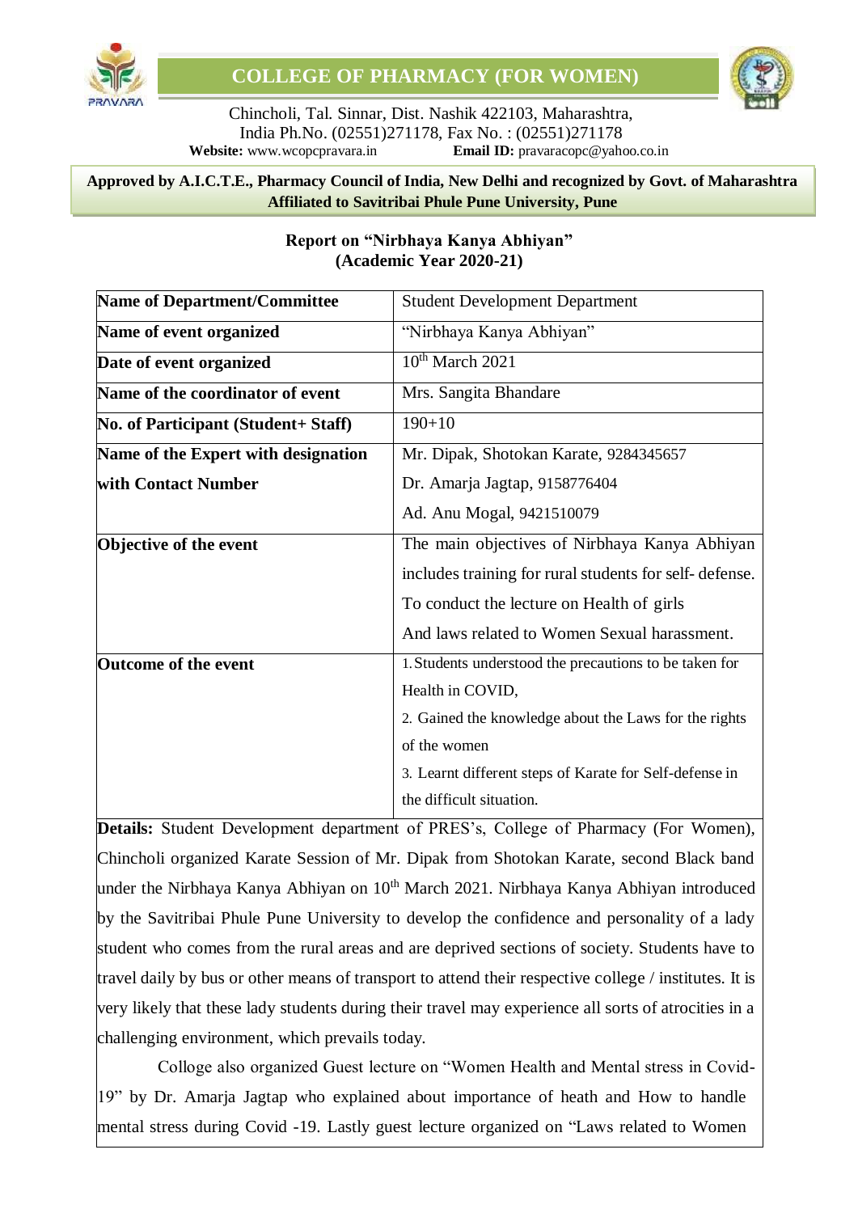# COLLEGE OF PHARMACY (FOR WOMEN)

Chincholi, Tal. Sinnar, Dist. Nashik 422103, Maharashtra, India Ph.No. (02551)271178, Fax No. : (02551)271178
**Website:** www.wcopcpravara.in **Email ID:** pravaracopc@yahoo.co.in

**Approved by A.I.C.T.E., Pharmacy Council of India, New Delhi and recognized by Govt. of Maharashtra Affiliated to Savitribai Phule Pune University, Pune**

## Report on "Nirbhaya Kanya Abhiyan" (Academic Year 2020-21)

| | |
|---|---|
| **Name of Department/Committee** | Student Development Department |
| **Name of event organized** | "Nirbhaya Kanya Abhiyan" |
| **Date of event organized** | 10th March 2021 |
| **Name of the coordinator of event** | Mrs. Sangita Bhandare |
| **No. of Participant (Student+ Staff)** | 190+10 |
| **Name of the Expert with designation with Contact Number** | Mr. Dipak, Shotokan Karate, 9284345657<br>Dr. Amarja Jagtap, 9158776404<br>Ad. Anu Mogal, 9421510079 |
| **Objective of the event** | The main objectives of Nirbhaya Kanya Abhiyan includes training for rural students for self- defense. To conduct the lecture on Health of girls And laws related to Women Sexual harassment. |
| **Outcome of the event** | 1. Students understood the precautions to be taken for Health in COVID,<br>2. Gained the knowledge about the Laws for the rights of the women<br>3. Learnt different steps of Karate for Self-defense in the difficult situation. |

**Details:** Student Development department of PRES's, College of Pharmacy (For Women), Chincholi organized Karate Session of Mr. Dipak from Shotokan Karate, second Black band under the Nirbhaya Kanya Abhiyan on 10th March 2021. Nirbhaya Kanya Abhiyan introduced by the Savitribai Phule Pune University to develop the confidence and personality of a lady student who comes from the rural areas and are deprived sections of society. Students have to travel daily by bus or other means of transport to attend their respective college / institutes. It is very likely that these lady students during their travel may experience all sorts of atrocities in a challenging environment, which prevails today.

Collge also organized Guest lecture on "Women Health and Mental stress in Covid-19" by Dr. Amarja Jagtap who explained about importance of heath and How to handle mental stress during Covid -19. Lastly guest lecture organized on "Laws related to Women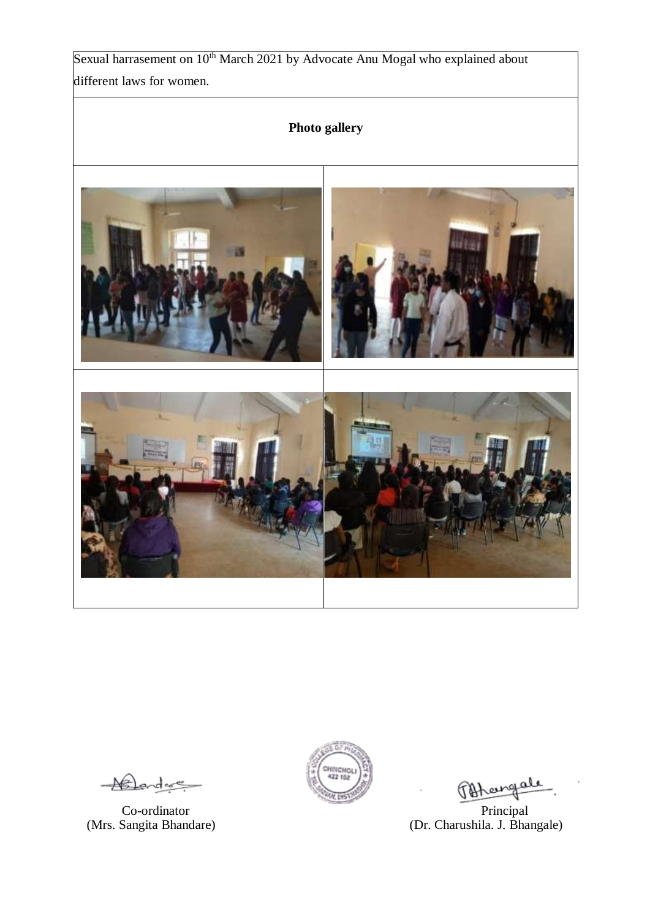Sexual harrasement on 10th March 2021 by Advocate Anu Mogal who explained about different laws for women.

**Photo gallery**

Co-ordinator
(Mrs. Sangita Bhandare)

Principal
(Dr. Charushila. J. Bhangale)